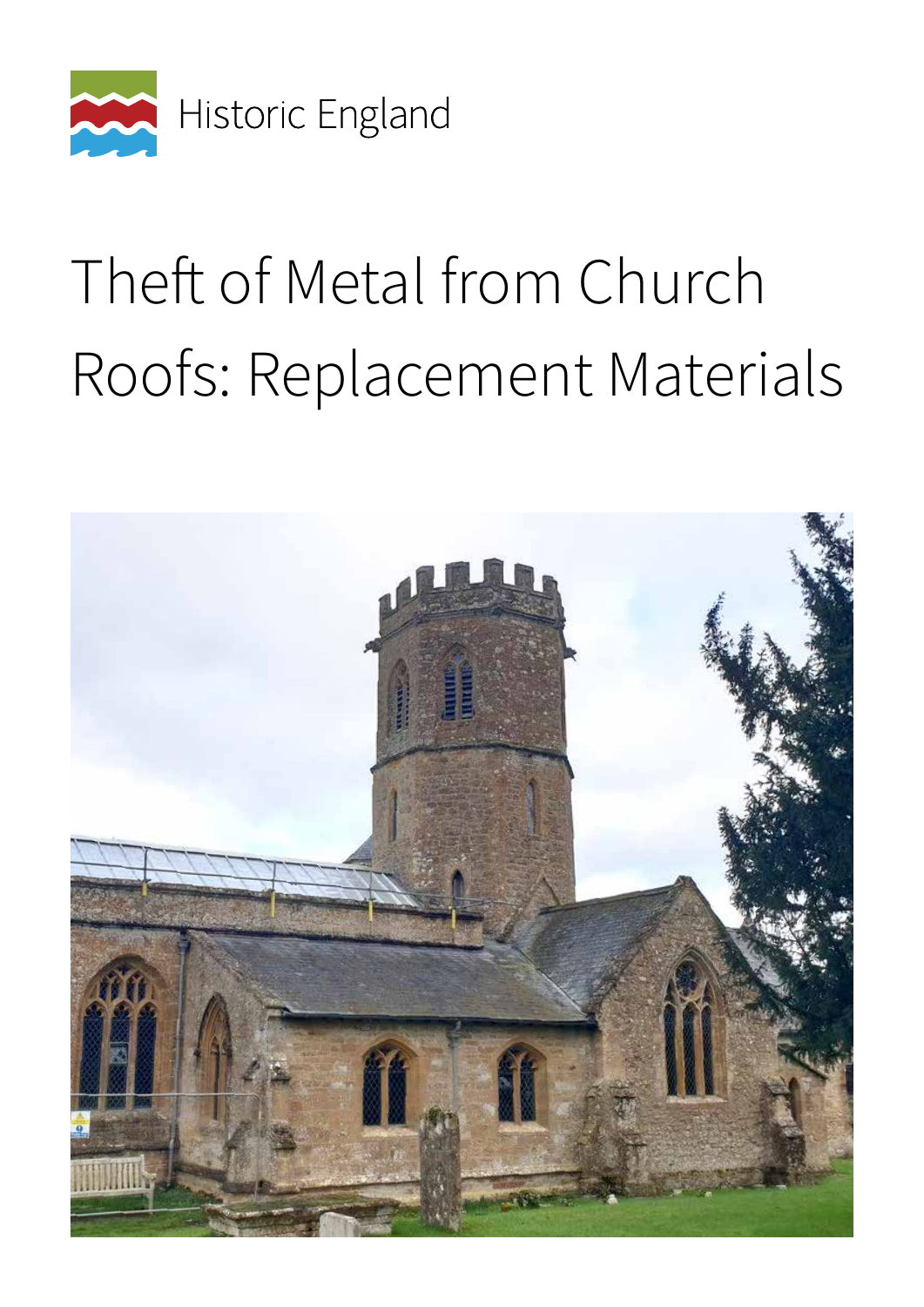Historic England

# Theft of Metal from Church Roofs: Replacement Materials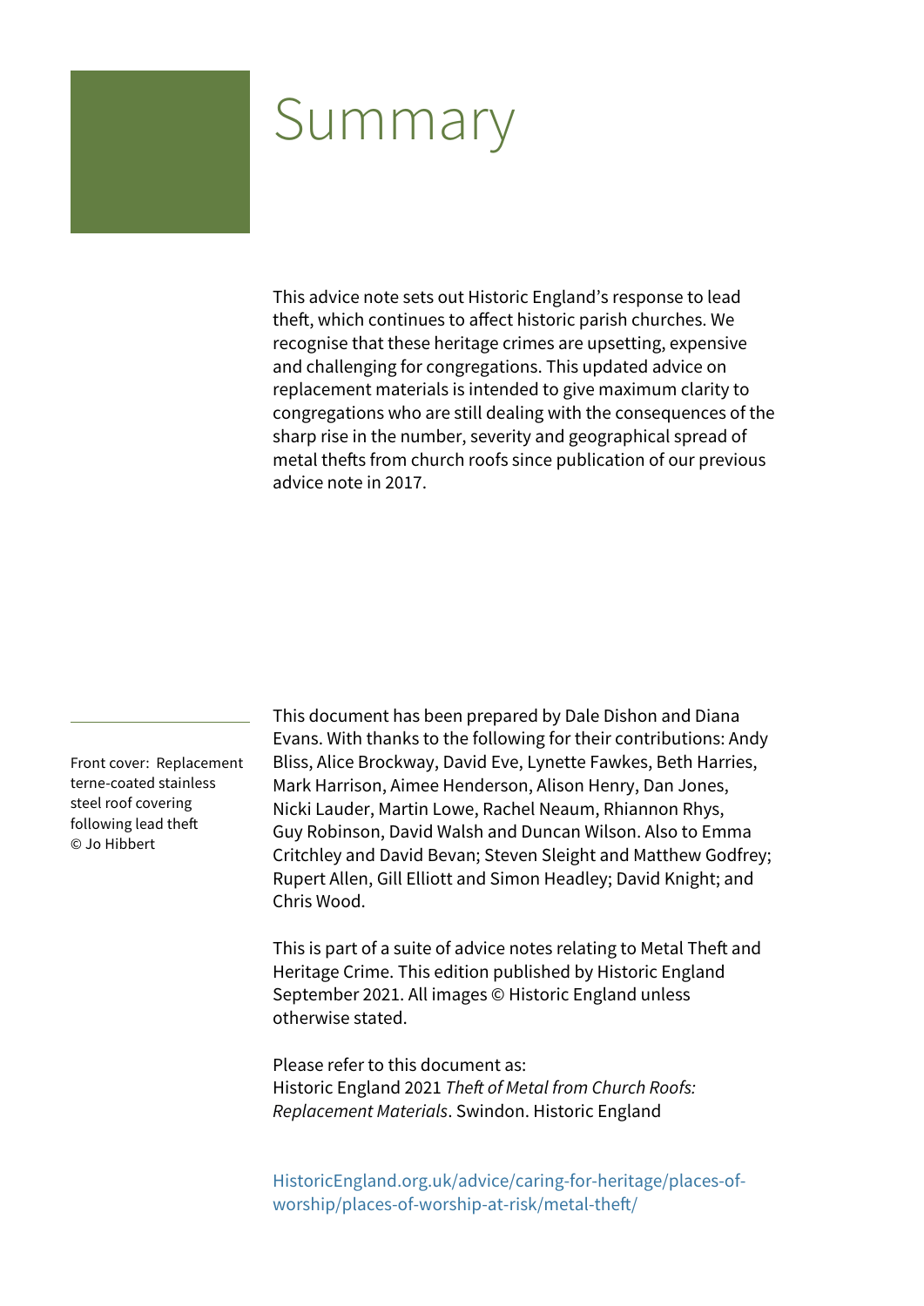# Summary

This advice note sets out Historic England's response to lead theft, which continues to affect historic parish churches. We recognise that these heritage crimes are upsetting, expensive and challenging for congregations. This updated advice on replacement materials is intended to give maximum clarity to congregations who are still dealing with the consequences of the sharp rise in the number, severity and geographical spread of metal thefts from church roofs since publication of our previous advice note in 2017.

Front cover: Replacement terne-coated stainless steel roof covering following lead theft © Jo Hibbert

This document has been prepared by Dale Dishon and Diana Evans. With thanks to the following for their contributions: Andy Bliss, Alice Brockway, David Eve, Lynette Fawkes, Beth Harries, Mark Harrison, Aimee Henderson, Alison Henry, Dan Jones, Nicki Lauder, Martin Lowe, Rachel Neaum, Rhiannon Rhys, Guy Robinson, David Walsh and Duncan Wilson. Also to Emma Critchley and David Bevan; Steven Sleight and Matthew Godfrey; Rupert Allen, Gill Elliott and Simon Headley; David Knight; and Chris Wood.

This is part of a suite of advice notes relating to Metal Theft and Heritage Crime. This edition published by Historic England September 2021. All images © Historic England unless otherwise stated.

Please refer to this document as:
Historic England 2021 *Theft of Metal from Church Roofs: Replacement Materials*. Swindon. Historic England

HistoricEngland.org.uk/advice/caring-for-heritage/places-of-worship/places-of-worship-at-risk/metal-theft/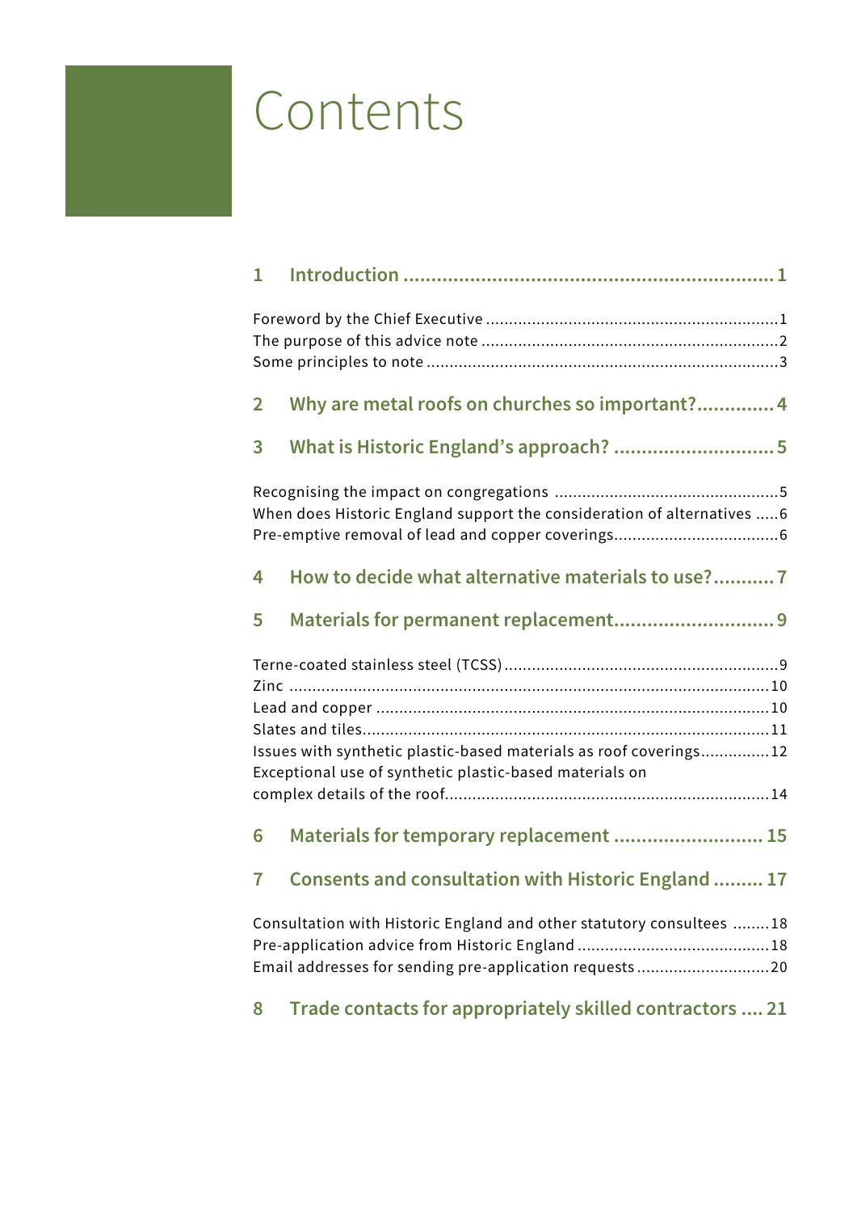# Contents

**1 Introduction ... 1**

Foreword by the Chief Executive ... 1
The purpose of this advice note ... 2
Some principles to note ... 3

**2 Why are metal roofs on churches so important? ... 4**

**3 What is Historic England's approach? ... 5**

Recognising the impact on congregations ... 5
When does Historic England support the consideration of alternatives ... 6
Pre-emptive removal of lead and copper coverings ... 6

**4 How to decide what alternative materials to use? ... 7**

**5 Materials for permanent replacement ... 9**

Terne-coated stainless steel (TCSS) ... 9
Zinc ... 10
Lead and copper ... 10
Slates and tiles ... 11
Issues with synthetic plastic-based materials as roof coverings ... 12
Exceptional use of synthetic plastic-based materials on complex details of the roof ... 14

**6 Materials for temporary replacement ... 15**

**7 Consents and consultation with Historic England ... 17**

Consultation with Historic England and other statutory consultees ... 18
Pre-application advice from Historic England ... 18
Email addresses for sending pre-application requests ... 20

**8 Trade contacts for appropriately skilled contractors ... 21**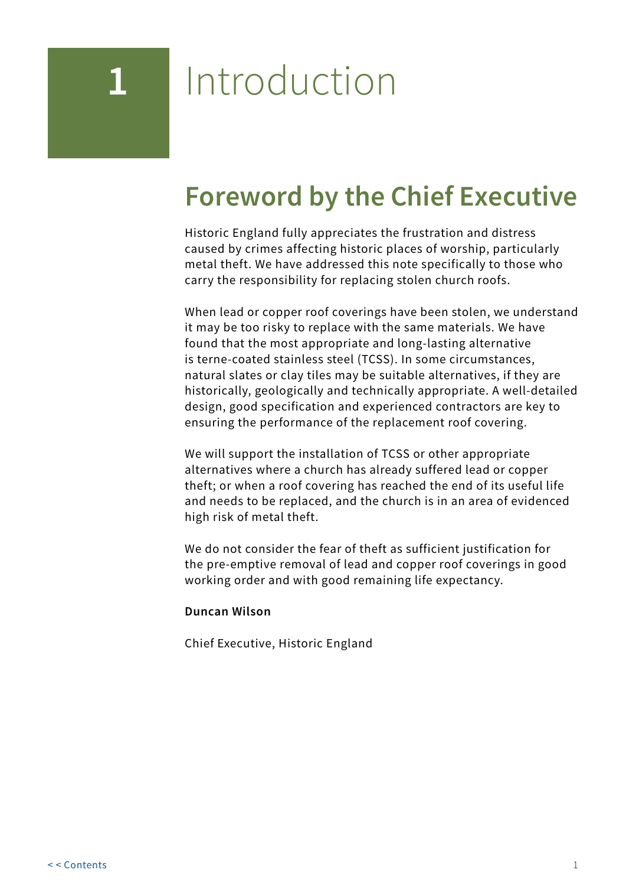# 1 Introduction

## Foreword by the Chief Executive

Historic England fully appreciates the frustration and distress caused by crimes affecting historic places of worship, particularly metal theft. We have addressed this note specifically to those who carry the responsibility for replacing stolen church roofs.

When lead or copper roof coverings have been stolen, we understand it may be too risky to replace with the same materials. We have found that the most appropriate and long-lasting alternative is terne-coated stainless steel (TCSS). In some circumstances, natural slates or clay tiles may be suitable alternatives, if they are historically, geologically and technically appropriate. A well-detailed design, good specification and experienced contractors are key to ensuring the performance of the replacement roof covering.

We will support the installation of TCSS or other appropriate alternatives where a church has already suffered lead or copper theft; or when a roof covering has reached the end of its useful life and needs to be replaced, and the church is in an area of evidenced high risk of metal theft.

We do not consider the fear of theft as sufficient justification for the pre-emptive removal of lead and copper roof coverings in good working order and with good remaining life expectancy.

**Duncan Wilson**

Chief Executive, Historic England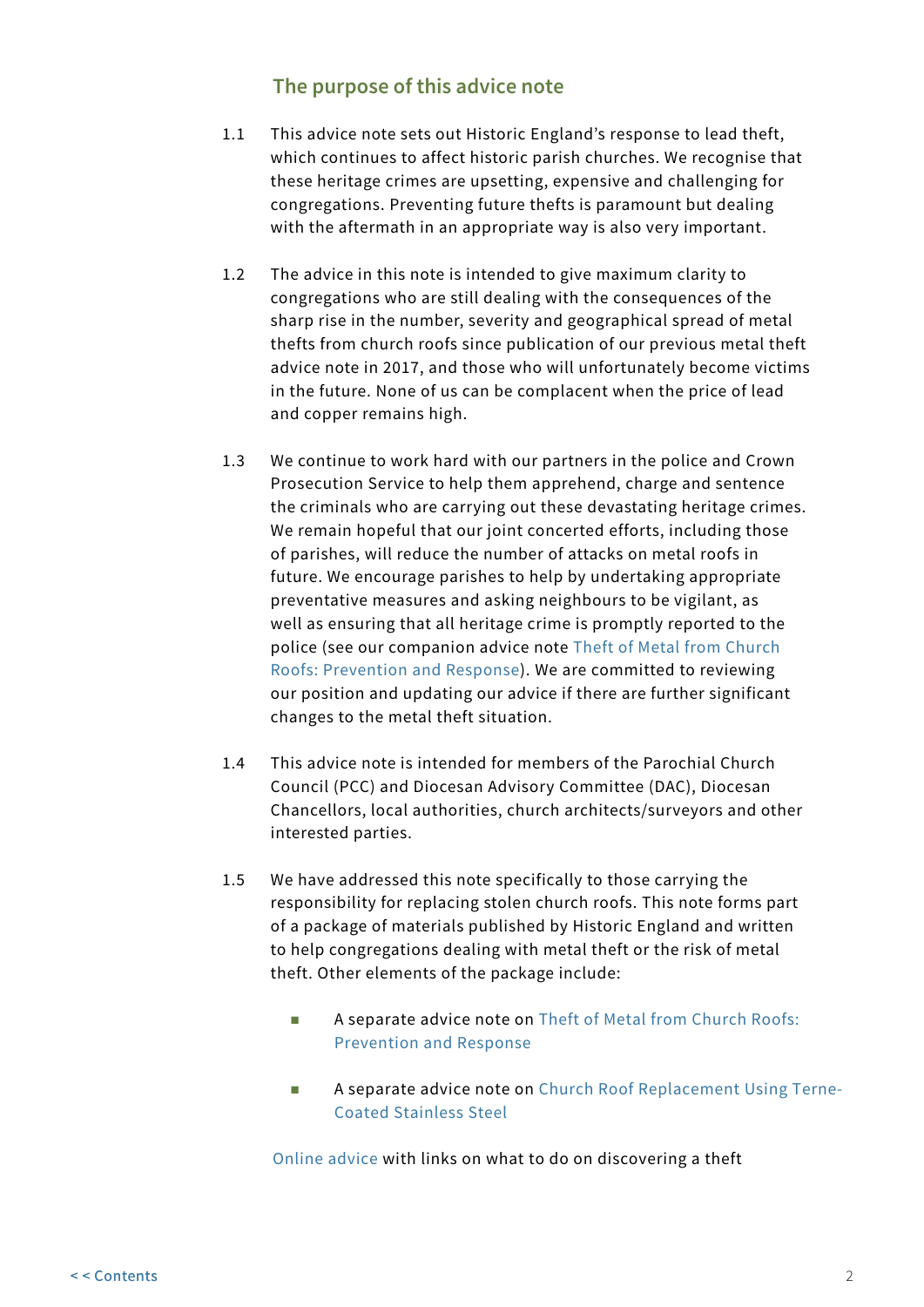## The purpose of this advice note

1.1 This advice note sets out Historic England's response to lead theft, which continues to affect historic parish churches. We recognise that these heritage crimes are upsetting, expensive and challenging for congregations. Preventing future thefts is paramount but dealing with the aftermath in an appropriate way is also very important.

1.2 The advice in this note is intended to give maximum clarity to congregations who are still dealing with the consequences of the sharp rise in the number, severity and geographical spread of metal thefts from church roofs since publication of our previous metal theft advice note in 2017, and those who will unfortunately become victims in the future. None of us can be complacent when the price of lead and copper remains high.

1.3 We continue to work hard with our partners in the police and Crown Prosecution Service to help them apprehend, charge and sentence the criminals who are carrying out these devastating heritage crimes. We remain hopeful that our joint concerted efforts, including those of parishes, will reduce the number of attacks on metal roofs in future. We encourage parishes to help by undertaking appropriate preventative measures and asking neighbours to be vigilant, as well as ensuring that all heritage crime is promptly reported to the police (see our companion advice note Theft of Metal from Church Roofs: Prevention and Response). We are committed to reviewing our position and updating our advice if there are further significant changes to the metal theft situation.

1.4 This advice note is intended for members of the Parochial Church Council (PCC) and Diocesan Advisory Committee (DAC), Diocesan Chancellors, local authorities, church architects/surveyors and other interested parties.

1.5 We have addressed this note specifically to those carrying the responsibility for replacing stolen church roofs. This note forms part of a package of materials published by Historic England and written to help congregations dealing with metal theft or the risk of metal theft. Other elements of the package include:

- A separate advice note on Theft of Metal from Church Roofs: Prevention and Response
- A separate advice note on Church Roof Replacement Using Terne-Coated Stainless Steel

Online advice with links on what to do on discovering a theft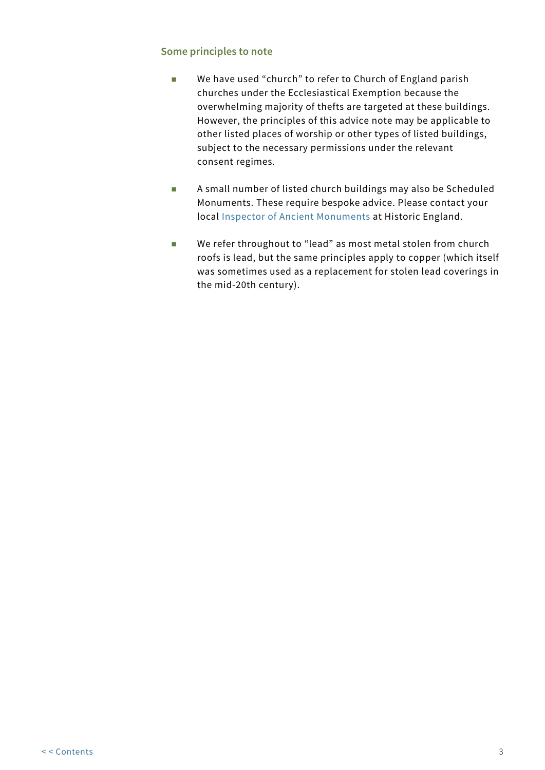### Some principles to note

- We have used “church” to refer to Church of England parish churches under the Ecclesiastical Exemption because the overwhelming majority of thefts are targeted at these buildings. However, the principles of this advice note may be applicable to other listed places of worship or other types of listed buildings, subject to the necessary permissions under the relevant consent regimes.

- A small number of listed church buildings may also be Scheduled Monuments. These require bespoke advice. Please contact your local Inspector of Ancient Monuments at Historic England.

- We refer throughout to “lead” as most metal stolen from church roofs is lead, but the same principles apply to copper (which itself was sometimes used as a replacement for stolen lead coverings in the mid-20th century).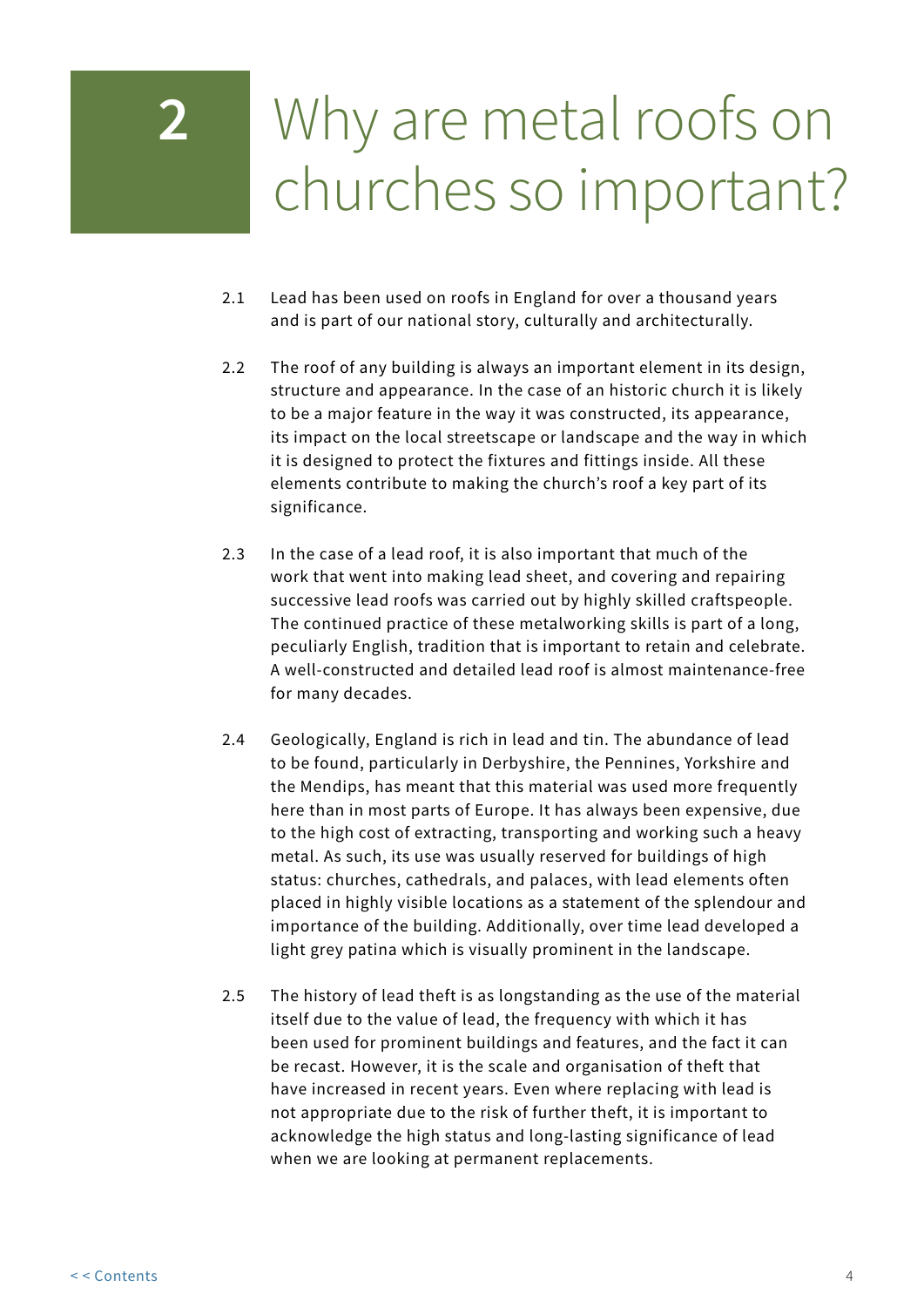# 2 Why are metal roofs on churches so important?

2.1 Lead has been used on roofs in England for over a thousand years and is part of our national story, culturally and architecturally.

2.2 The roof of any building is always an important element in its design, structure and appearance. In the case of an historic church it is likely to be a major feature in the way it was constructed, its appearance, its impact on the local streetscape or landscape and the way in which it is designed to protect the fixtures and fittings inside. All these elements contribute to making the church's roof a key part of its significance.

2.3 In the case of a lead roof, it is also important that much of the work that went into making lead sheet, and covering and repairing successive lead roofs was carried out by highly skilled craftspeople. The continued practice of these metalworking skills is part of a long, peculiarly English, tradition that is important to retain and celebrate. A well-constructed and detailed lead roof is almost maintenance-free for many decades.

2.4 Geologically, England is rich in lead and tin. The abundance of lead to be found, particularly in Derbyshire, the Pennines, Yorkshire and the Mendips, has meant that this material was used more frequently here than in most parts of Europe. It has always been expensive, due to the high cost of extracting, transporting and working such a heavy metal. As such, its use was usually reserved for buildings of high status: churches, cathedrals, and palaces, with lead elements often placed in highly visible locations as a statement of the splendour and importance of the building. Additionally, over time lead developed a light grey patina which is visually prominent in the landscape.

2.5 The history of lead theft is as longstanding as the use of the material itself due to the value of lead, the frequency with which it has been used for prominent buildings and features, and the fact it can be recast. However, it is the scale and organisation of theft that have increased in recent years. Even where replacing with lead is not appropriate due to the risk of further theft, it is important to acknowledge the high status and long-lasting significance of lead when we are looking at permanent replacements.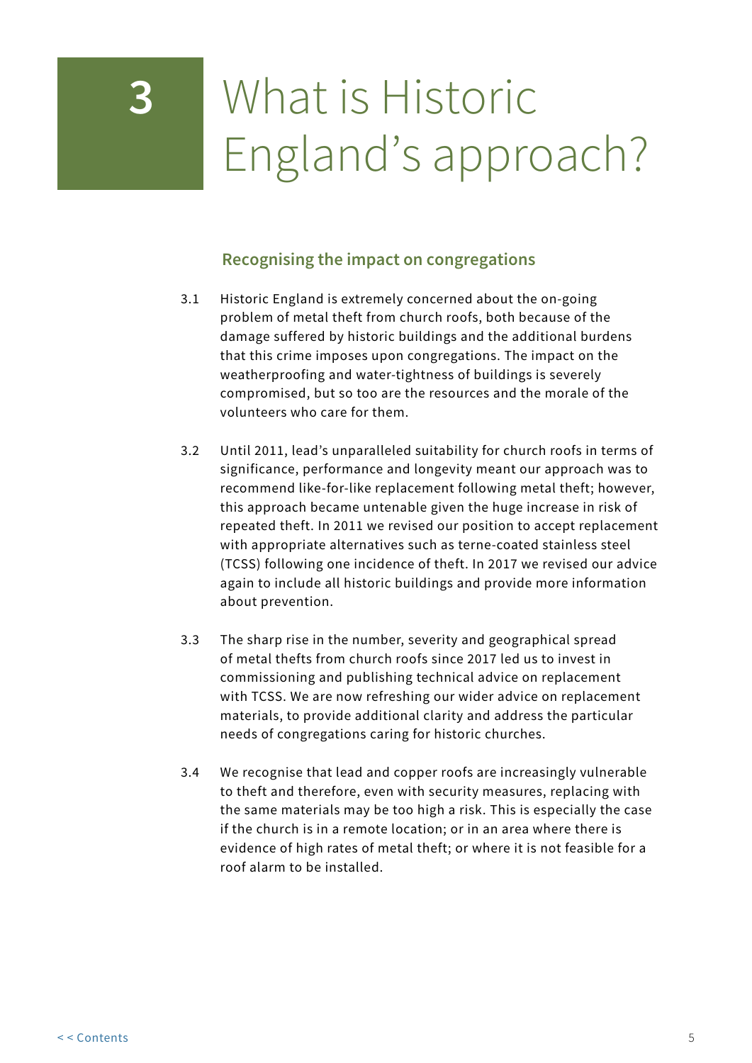# 3 What is Historic England's approach?

## Recognising the impact on congregations

3.1 Historic England is extremely concerned about the on-going problem of metal theft from church roofs, both because of the damage suffered by historic buildings and the additional burdens that this crime imposes upon congregations. The impact on the weatherproofing and water-tightness of buildings is severely compromised, but so too are the resources and the morale of the volunteers who care for them.

3.2 Until 2011, lead's unparalleled suitability for church roofs in terms of significance, performance and longevity meant our approach was to recommend like-for-like replacement following metal theft; however, this approach became untenable given the huge increase in risk of repeated theft. In 2011 we revised our position to accept replacement with appropriate alternatives such as terne-coated stainless steel (TCSS) following one incidence of theft. In 2017 we revised our advice again to include all historic buildings and provide more information about prevention.

3.3 The sharp rise in the number, severity and geographical spread of metal thefts from church roofs since 2017 led us to invest in commissioning and publishing technical advice on replacement with TCSS. We are now refreshing our wider advice on replacement materials, to provide additional clarity and address the particular needs of congregations caring for historic churches.

3.4 We recognise that lead and copper roofs are increasingly vulnerable to theft and therefore, even with security measures, replacing with the same materials may be too high a risk. This is especially the case if the church is in a remote location; or in an area where there is evidence of high rates of metal theft; or where it is not feasible for a roof alarm to be installed.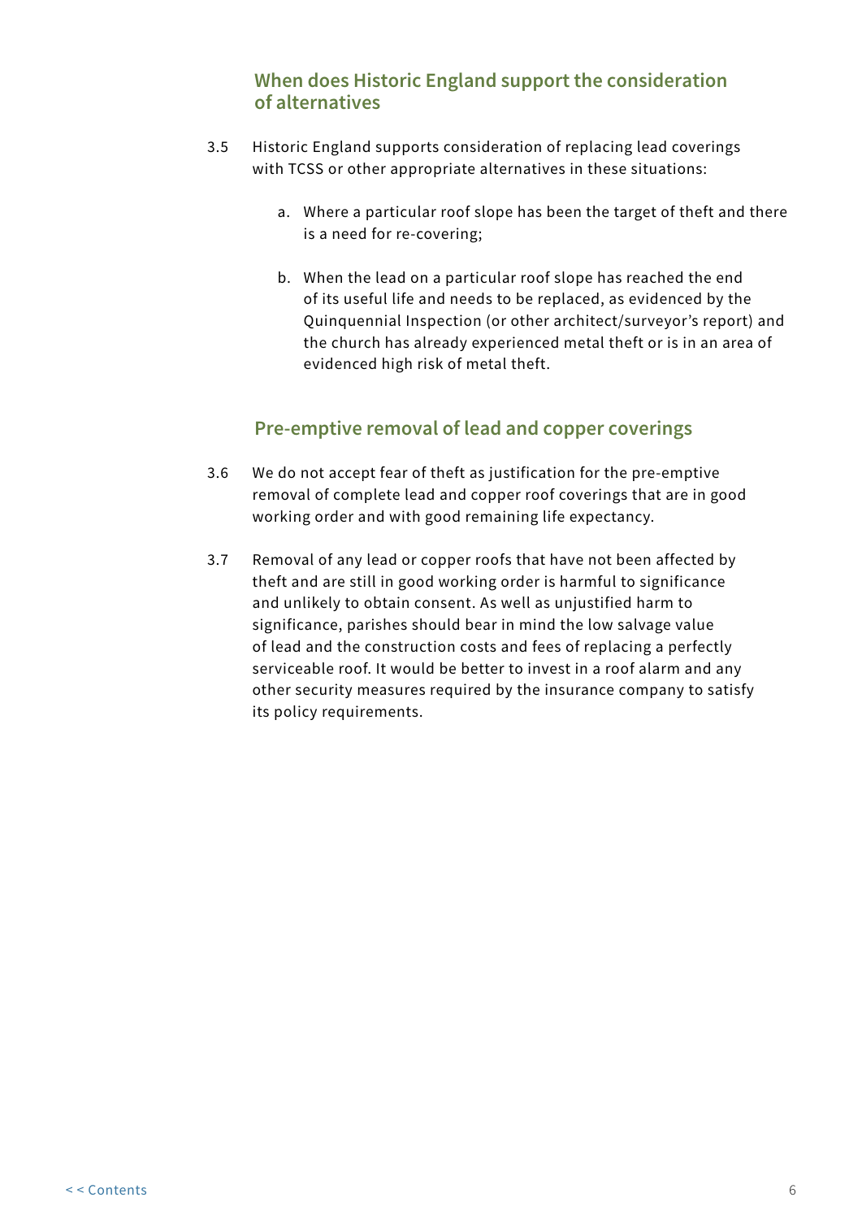## When does Historic England support the consideration of alternatives

3.5 Historic England supports consideration of replacing lead coverings with TCSS or other appropriate alternatives in these situations:

a. Where a particular roof slope has been the target of theft and there is a need for re-covering;

b. When the lead on a particular roof slope has reached the end of its useful life and needs to be replaced, as evidenced by the Quinquennial Inspection (or other architect/surveyor's report) and the church has already experienced metal theft or is in an area of evidenced high risk of metal theft.

## Pre-emptive removal of lead and copper coverings

3.6 We do not accept fear of theft as justification for the pre-emptive removal of complete lead and copper roof coverings that are in good working order and with good remaining life expectancy.

3.7 Removal of any lead or copper roofs that have not been affected by theft and are still in good working order is harmful to significance and unlikely to obtain consent. As well as unjustified harm to significance, parishes should bear in mind the low salvage value of lead and the construction costs and fees of replacing a perfectly serviceable roof. It would be better to invest in a roof alarm and any other security measures required by the insurance company to satisfy its policy requirements.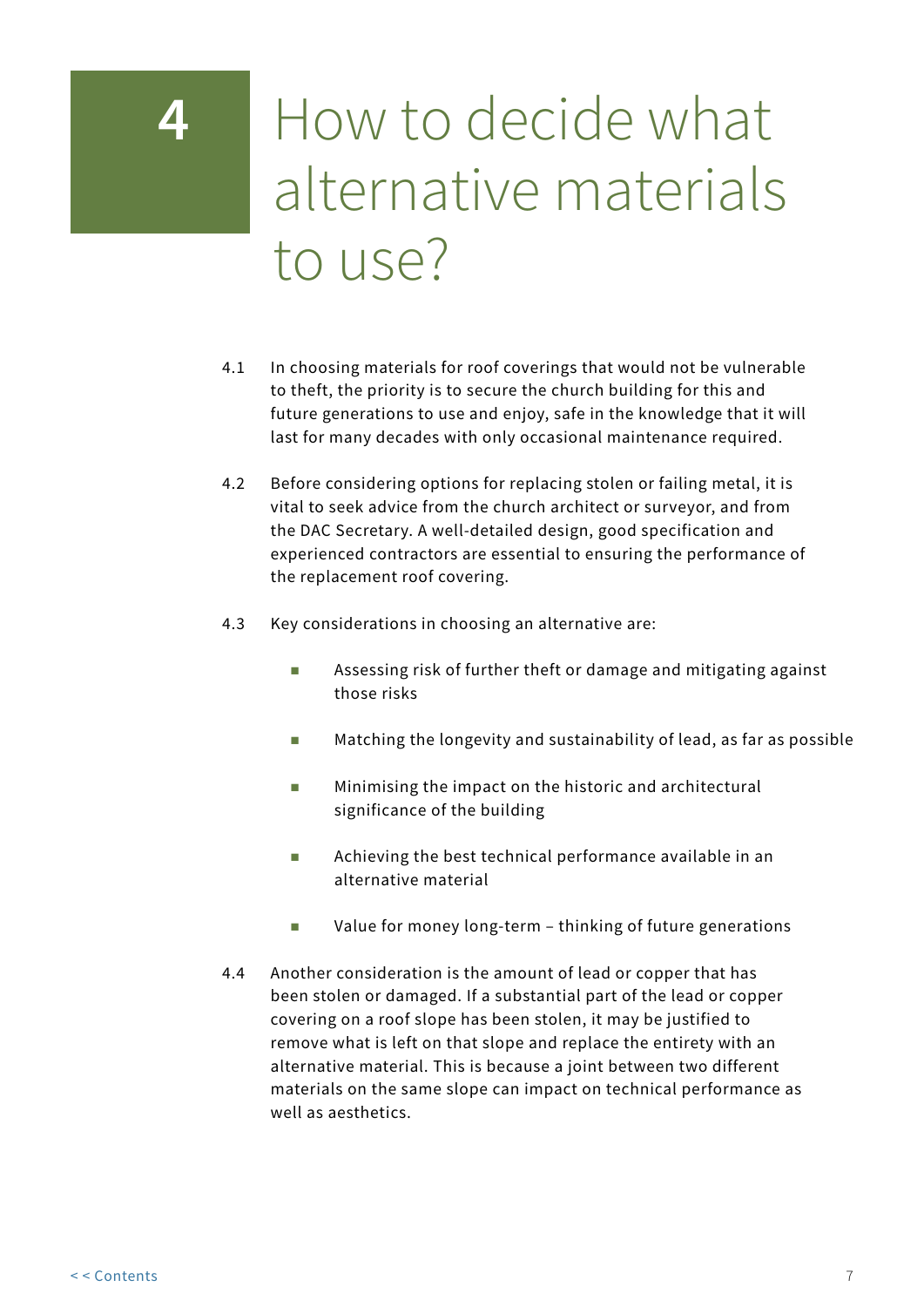# 4 How to decide what alternative materials to use?

4.1 In choosing materials for roof coverings that would not be vulnerable to theft, the priority is to secure the church building for this and future generations to use and enjoy, safe in the knowledge that it will last for many decades with only occasional maintenance required.

4.2 Before considering options for replacing stolen or failing metal, it is vital to seek advice from the church architect or surveyor, and from the DAC Secretary. A well-detailed design, good specification and experienced contractors are essential to ensuring the performance of the replacement roof covering.

4.3 Key considerations in choosing an alternative are:

- Assessing risk of further theft or damage and mitigating against those risks
- Matching the longevity and sustainability of lead, as far as possible
- Minimising the impact on the historic and architectural significance of the building
- Achieving the best technical performance available in an alternative material
- Value for money long-term – thinking of future generations

4.4 Another consideration is the amount of lead or copper that has been stolen or damaged. If a substantial part of the lead or copper covering on a roof slope has been stolen, it may be justified to remove what is left on that slope and replace the entirety with an alternative material. This is because a joint between two different materials on the same slope can impact on technical performance as well as aesthetics.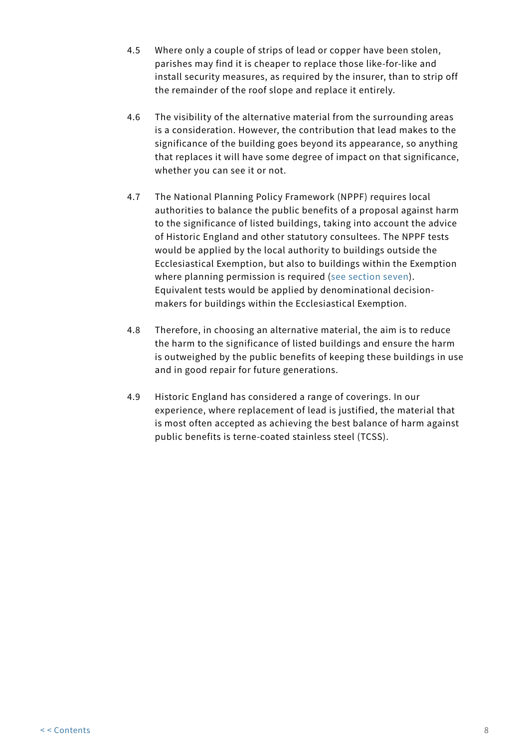4.5 Where only a couple of strips of lead or copper have been stolen, parishes may find it is cheaper to replace those like-for-like and install security measures, as required by the insurer, than to strip off the remainder of the roof slope and replace it entirely.

4.6 The visibility of the alternative material from the surrounding areas is a consideration. However, the contribution that lead makes to the significance of the building goes beyond its appearance, so anything that replaces it will have some degree of impact on that significance, whether you can see it or not.

4.7 The National Planning Policy Framework (NPPF) requires local authorities to balance the public benefits of a proposal against harm to the significance of listed buildings, taking into account the advice of Historic England and other statutory consultees. The NPPF tests would be applied by the local authority to buildings outside the Ecclesiastical Exemption, but also to buildings within the Exemption where planning permission is required (see section seven). Equivalent tests would be applied by denominational decision-makers for buildings within the Ecclesiastical Exemption.

4.8 Therefore, in choosing an alternative material, the aim is to reduce the harm to the significance of listed buildings and ensure the harm is outweighed by the public benefits of keeping these buildings in use and in good repair for future generations.

4.9 Historic England has considered a range of coverings. In our experience, where replacement of lead is justified, the material that is most often accepted as achieving the best balance of harm against public benefits is terne-coated stainless steel (TCSS).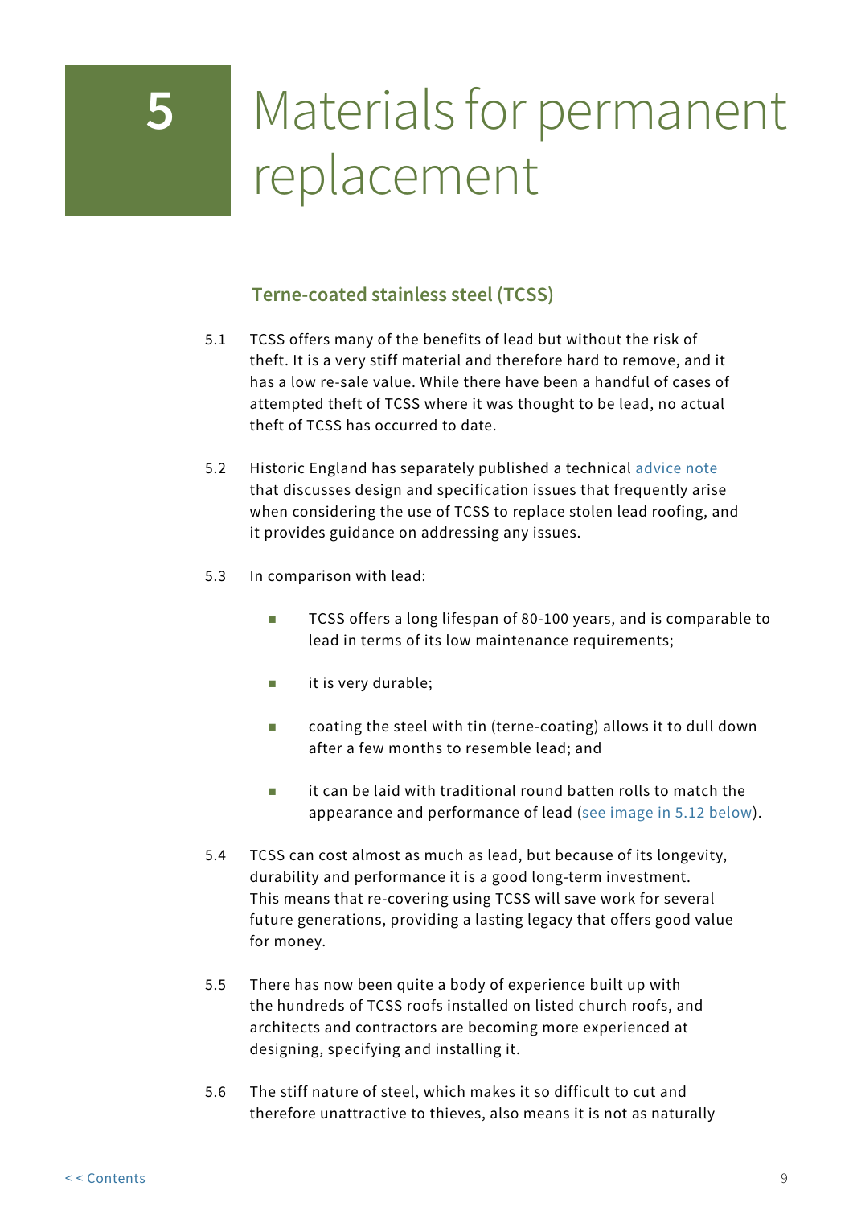# 5 Materials for permanent replacement

### Terne-coated stainless steel (TCSS)

5.1 TCSS offers many of the benefits of lead but without the risk of theft. It is a very stiff material and therefore hard to remove, and it has a low re-sale value. While there have been a handful of cases of attempted theft of TCSS where it was thought to be lead, no actual theft of TCSS has occurred to date.

5.2 Historic England has separately published a technical advice note that discusses design and specification issues that frequently arise when considering the use of TCSS to replace stolen lead roofing, and it provides guidance on addressing any issues.

5.3 In comparison with lead:

- TCSS offers a long lifespan of 80-100 years, and is comparable to lead in terms of its low maintenance requirements;
- it is very durable;
- coating the steel with tin (terne-coating) allows it to dull down after a few months to resemble lead; and
- it can be laid with traditional round batten rolls to match the appearance and performance of lead (see image in 5.12 below).

5.4 TCSS can cost almost as much as lead, but because of its longevity, durability and performance it is a good long-term investment. This means that re-covering using TCSS will save work for several future generations, providing a lasting legacy that offers good value for money.

5.5 There has now been quite a body of experience built up with the hundreds of TCSS roofs installed on listed church roofs, and architects and contractors are becoming more experienced at designing, specifying and installing it.

5.6 The stiff nature of steel, which makes it so difficult to cut and therefore unattractive to thieves, also means it is not as naturally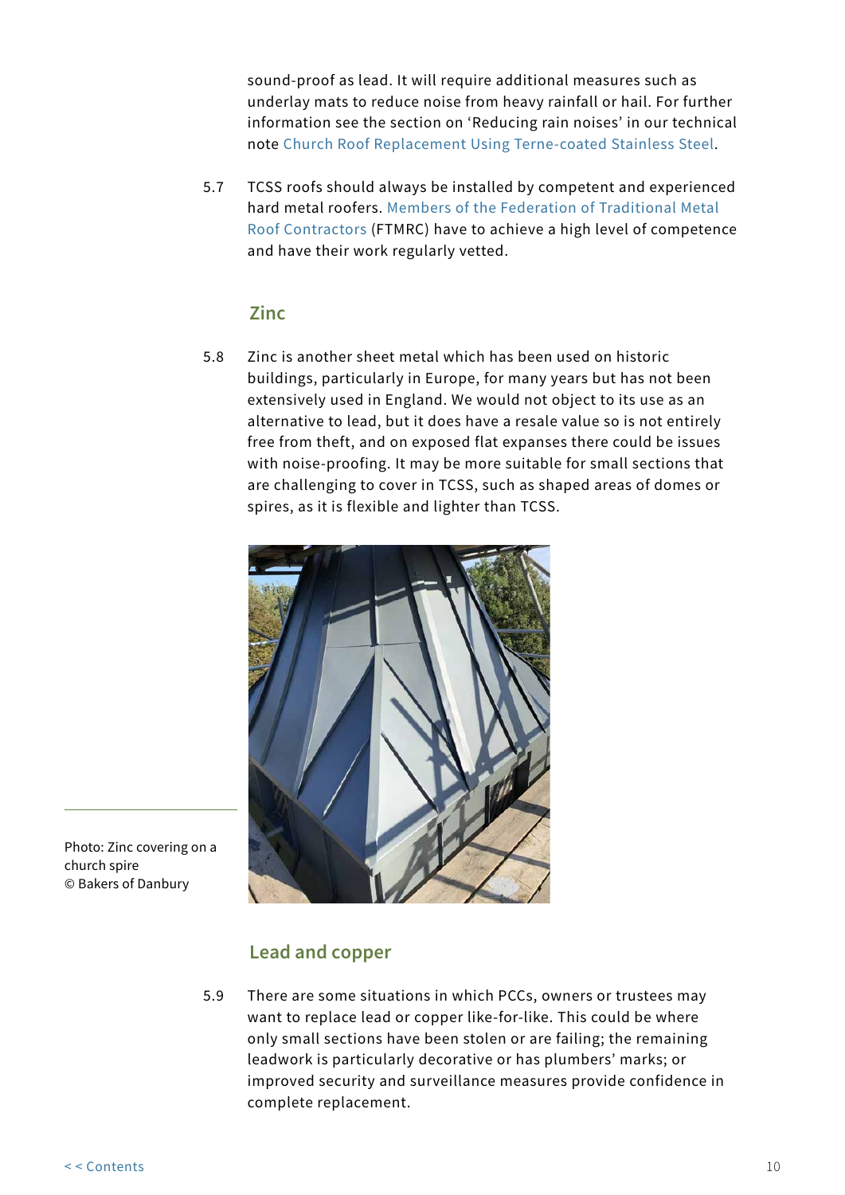sound-proof as lead. It will require additional measures such as underlay mats to reduce noise from heavy rainfall or hail. For further information see the section on 'Reducing rain noises' in our technical note Church Roof Replacement Using Terne-coated Stainless Steel.

5.7 TCSS roofs should always be installed by competent and experienced hard metal roofers. Members of the Federation of Traditional Metal Roof Contractors (FTMRC) have to achieve a high level of competence and have their work regularly vetted.

## Zinc

5.8 Zinc is another sheet metal which has been used on historic buildings, particularly in Europe, for many years but has not been extensively used in England. We would not object to its use as an alternative to lead, but it does have a resale value so is not entirely free from theft, and on exposed flat expanses there could be issues with noise-proofing. It may be more suitable for small sections that are challenging to cover in TCSS, such as shaped areas of domes or spires, as it is flexible and lighter than TCSS.

Photo: Zinc covering on a church spire
© Bakers of Danbury

## Lead and copper

5.9 There are some situations in which PCCs, owners or trustees may want to replace lead or copper like-for-like. This could be where only small sections have been stolen or are failing; the remaining leadwork is particularly decorative or has plumbers' marks; or improved security and surveillance measures provide confidence in complete replacement.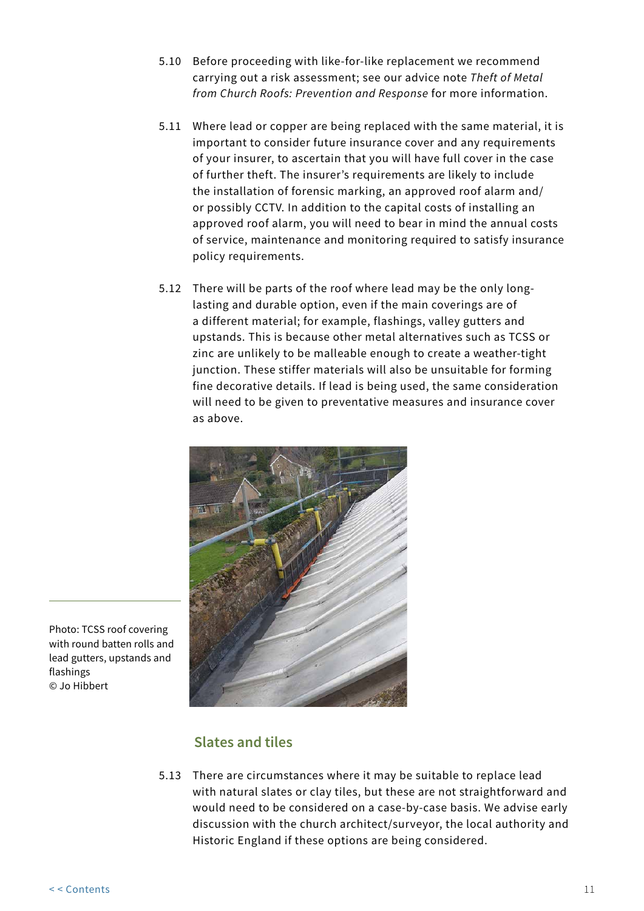5.10 Before proceeding with like-for-like replacement we recommend carrying out a risk assessment; see our advice note *Theft of Metal from Church Roofs: Prevention and Response* for more information.

5.11 Where lead or copper are being replaced with the same material, it is important to consider future insurance cover and any requirements of your insurer, to ascertain that you will have full cover in the case of further theft. The insurer's requirements are likely to include the installation of forensic marking, an approved roof alarm and/or possibly CCTV. In addition to the capital costs of installing an approved roof alarm, you will need to bear in mind the annual costs of service, maintenance and monitoring required to satisfy insurance policy requirements.

5.12 There will be parts of the roof where lead may be the only long-lasting and durable option, even if the main coverings are of a different material; for example, flashings, valley gutters and upstands. This is because other metal alternatives such as TCSS or zinc are unlikely to be malleable enough to create a weather-tight junction. These stiffer materials will also be unsuitable for forming fine decorative details. If lead is being used, the same consideration will need to be given to preventative measures and insurance cover as above.

Photo: TCSS roof covering with round batten rolls and lead gutters, upstands and flashings © Jo Hibbert

## Slates and tiles

5.13 There are circumstances where it may be suitable to replace lead with natural slates or clay tiles, but these are not straightforward and would need to be considered on a case-by-case basis. We advise early discussion with the church architect/surveyor, the local authority and Historic England if these options are being considered.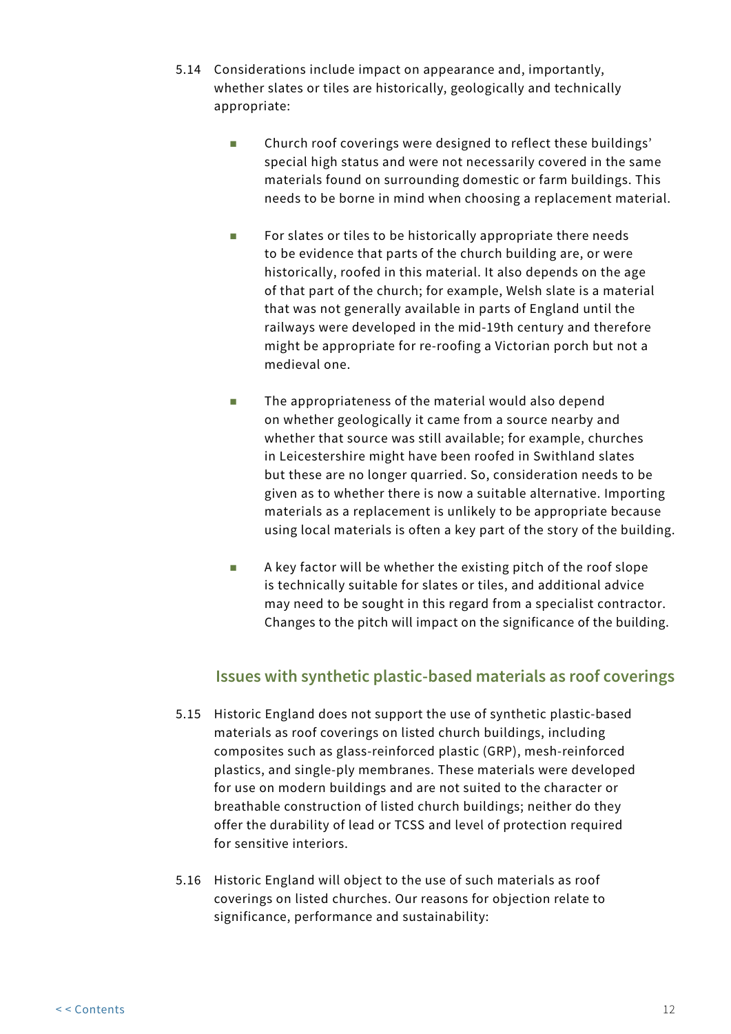5.14 Considerations include impact on appearance and, importantly, whether slates or tiles are historically, geologically and technically appropriate:

- Church roof coverings were designed to reflect these buildings' special high status and were not necessarily covered in the same materials found on surrounding domestic or farm buildings. This needs to be borne in mind when choosing a replacement material.

- For slates or tiles to be historically appropriate there needs to be evidence that parts of the church building are, or were historically, roofed in this material. It also depends on the age of that part of the church; for example, Welsh slate is a material that was not generally available in parts of England until the railways were developed in the mid-19th century and therefore might be appropriate for re-roofing a Victorian porch but not a medieval one.

- The appropriateness of the material would also depend on whether geologically it came from a source nearby and whether that source was still available; for example, churches in Leicestershire might have been roofed in Swithland slates but these are no longer quarried. So, consideration needs to be given as to whether there is now a suitable alternative. Importing materials as a replacement is unlikely to be appropriate because using local materials is often a key part of the story of the building.

- A key factor will be whether the existing pitch of the roof slope is technically suitable for slates or tiles, and additional advice may need to be sought in this regard from a specialist contractor. Changes to the pitch will impact on the significance of the building.

## Issues with synthetic plastic-based materials as roof coverings

5.15 Historic England does not support the use of synthetic plastic-based materials as roof coverings on listed church buildings, including composites such as glass-reinforced plastic (GRP), mesh-reinforced plastics, and single-ply membranes. These materials were developed for use on modern buildings and are not suited to the character or breathable construction of listed church buildings; neither do they offer the durability of lead or TCSS and level of protection required for sensitive interiors.

5.16 Historic England will object to the use of such materials as roof coverings on listed churches. Our reasons for objection relate to significance, performance and sustainability: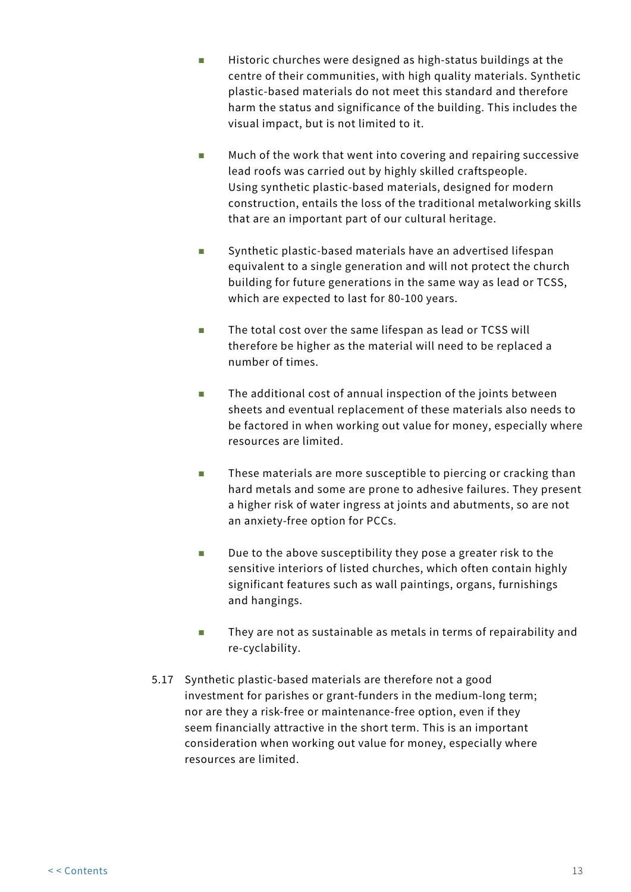- Historic churches were designed as high-status buildings at the centre of their communities, with high quality materials. Synthetic plastic-based materials do not meet this standard and therefore harm the status and significance of the building. This includes the visual impact, but is not limited to it.

- Much of the work that went into covering and repairing successive lead roofs was carried out by highly skilled craftspeople. Using synthetic plastic-based materials, designed for modern construction, entails the loss of the traditional metalworking skills that are an important part of our cultural heritage.

- Synthetic plastic-based materials have an advertised lifespan equivalent to a single generation and will not protect the church building for future generations in the same way as lead or TCSS, which are expected to last for 80-100 years.

- The total cost over the same lifespan as lead or TCSS will therefore be higher as the material will need to be replaced a number of times.

- The additional cost of annual inspection of the joints between sheets and eventual replacement of these materials also needs to be factored in when working out value for money, especially where resources are limited.

- These materials are more susceptible to piercing or cracking than hard metals and some are prone to adhesive failures. They present a higher risk of water ingress at joints and abutments, so are not an anxiety-free option for PCCs.

- Due to the above susceptibility they pose a greater risk to the sensitive interiors of listed churches, which often contain highly significant features such as wall paintings, organs, furnishings and hangings.

- They are not as sustainable as metals in terms of repairability and re-cyclability.

5.17 Synthetic plastic-based materials are therefore not a good investment for parishes or grant-funders in the medium-long term; nor are they a risk-free or maintenance-free option, even if they seem financially attractive in the short term. This is an important consideration when working out value for money, especially where resources are limited.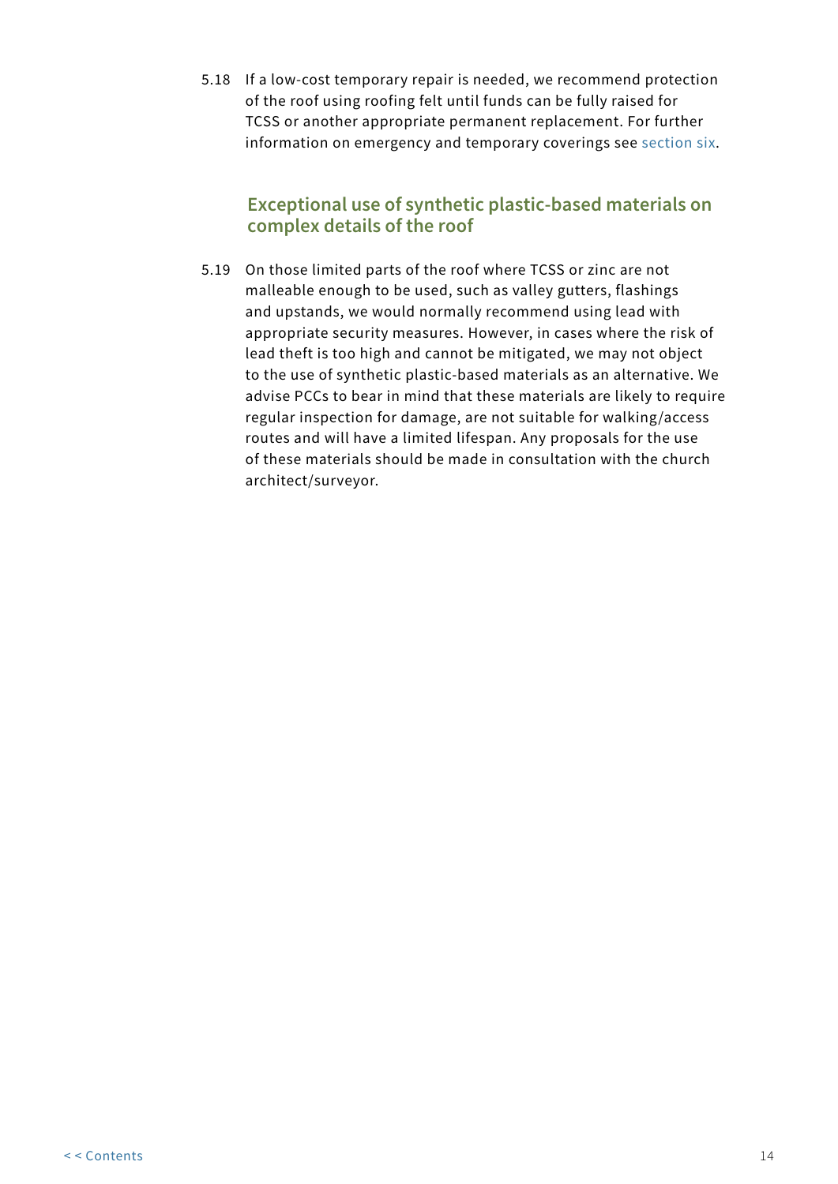5.18 If a low-cost temporary repair is needed, we recommend protection of the roof using roofing felt until funds can be fully raised for TCSS or another appropriate permanent replacement. For further information on emergency and temporary coverings see section six.

### Exceptional use of synthetic plastic-based materials on complex details of the roof

5.19 On those limited parts of the roof where TCSS or zinc are not malleable enough to be used, such as valley gutters, flashings and upstands, we would normally recommend using lead with appropriate security measures. However, in cases where the risk of lead theft is too high and cannot be mitigated, we may not object to the use of synthetic plastic-based materials as an alternative. We advise PCCs to bear in mind that these materials are likely to require regular inspection for damage, are not suitable for walking/access routes and will have a limited lifespan. Any proposals for the use of these materials should be made in consultation with the church architect/surveyor.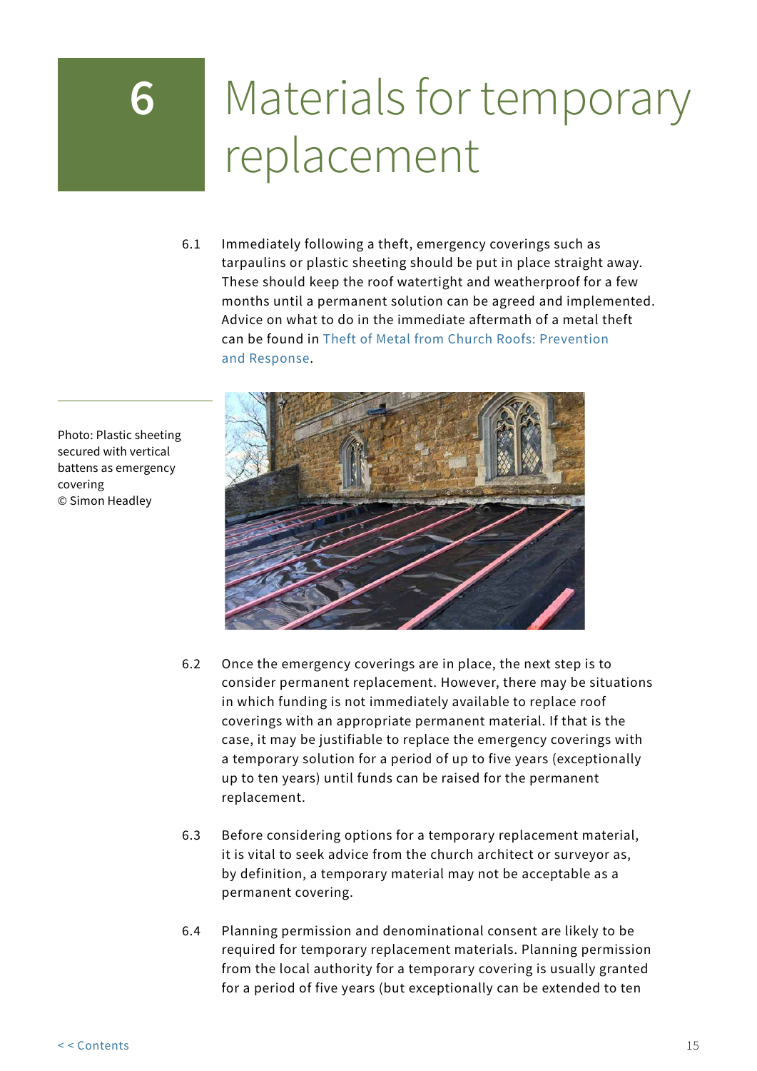# 6 Materials for temporary replacement

6.1 Immediately following a theft, emergency coverings such as tarpaulins or plastic sheeting should be put in place straight away. These should keep the roof watertight and weatherproof for a few months until a permanent solution can be agreed and implemented. Advice on what to do in the immediate aftermath of a metal theft can be found in Theft of Metal from Church Roofs: Prevention and Response.

Photo: Plastic sheeting secured with vertical battens as emergency covering
© Simon Headley

6.2 Once the emergency coverings are in place, the next step is to consider permanent replacement. However, there may be situations in which funding is not immediately available to replace roof coverings with an appropriate permanent material. If that is the case, it may be justifiable to replace the emergency coverings with a temporary solution for a period of up to five years (exceptionally up to ten years) until funds can be raised for the permanent replacement.

6.3 Before considering options for a temporary replacement material, it is vital to seek advice from the church architect or surveyor as, by definition, a temporary material may not be acceptable as a permanent covering.

6.4 Planning permission and denominational consent are likely to be required for temporary replacement materials. Planning permission from the local authority for a temporary covering is usually granted for a period of five years (but exceptionally can be extended to ten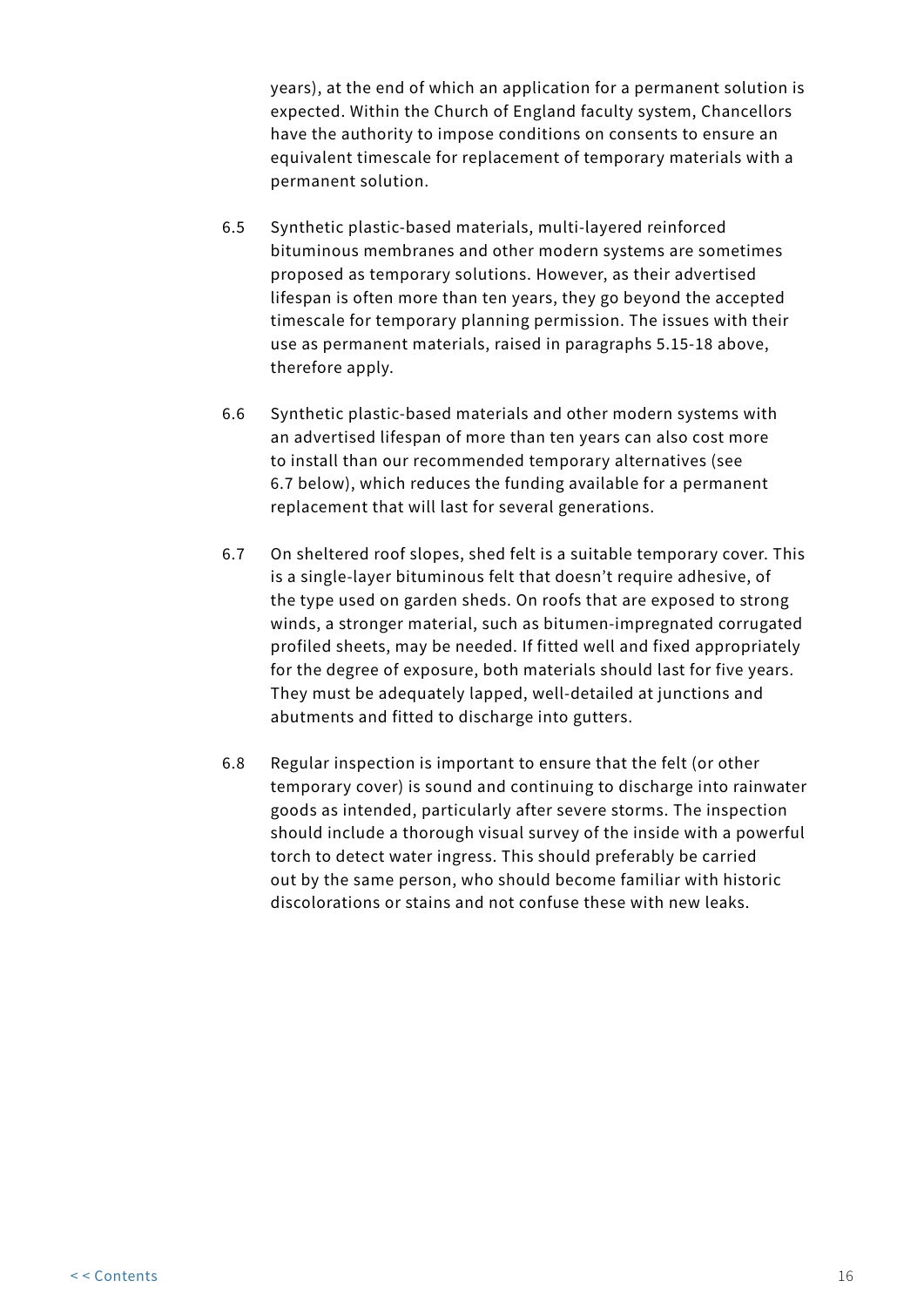years), at the end of which an application for a permanent solution is expected. Within the Church of England faculty system, Chancellors have the authority to impose conditions on consents to ensure an equivalent timescale for replacement of temporary materials with a permanent solution.

6.5 Synthetic plastic-based materials, multi-layered reinforced bituminous membranes and other modern systems are sometimes proposed as temporary solutions. However, as their advertised lifespan is often more than ten years, they go beyond the accepted timescale for temporary planning permission. The issues with their use as permanent materials, raised in paragraphs 5.15-18 above, therefore apply.

6.6 Synthetic plastic-based materials and other modern systems with an advertised lifespan of more than ten years can also cost more to install than our recommended temporary alternatives (see 6.7 below), which reduces the funding available for a permanent replacement that will last for several generations.

6.7 On sheltered roof slopes, shed felt is a suitable temporary cover. This is a single-layer bituminous felt that doesn't require adhesive, of the type used on garden sheds. On roofs that are exposed to strong winds, a stronger material, such as bitumen-impregnated corrugated profiled sheets, may be needed. If fitted well and fixed appropriately for the degree of exposure, both materials should last for five years. They must be adequately lapped, well-detailed at junctions and abutments and fitted to discharge into gutters.

6.8 Regular inspection is important to ensure that the felt (or other temporary cover) is sound and continuing to discharge into rainwater goods as intended, particularly after severe storms. The inspection should include a thorough visual survey of the inside with a powerful torch to detect water ingress. This should preferably be carried out by the same person, who should become familiar with historic discolorations or stains and not confuse these with new leaks.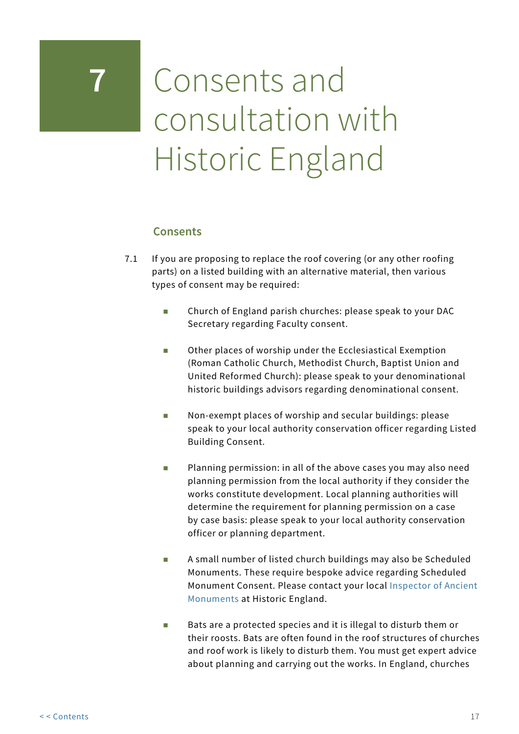# 7 Consents and consultation with Historic England

## Consents

7.1 If you are proposing to replace the roof covering (or any other roofing parts) on a listed building with an alternative material, then various types of consent may be required:

- Church of England parish churches: please speak to your DAC Secretary regarding Faculty consent.
- Other places of worship under the Ecclesiastical Exemption (Roman Catholic Church, Methodist Church, Baptist Union and United Reformed Church): please speak to your denominational historic buildings advisors regarding denominational consent.
- Non-exempt places of worship and secular buildings: please speak to your local authority conservation officer regarding Listed Building Consent.
- Planning permission: in all of the above cases you may also need planning permission from the local authority if they consider the works constitute development. Local planning authorities will determine the requirement for planning permission on a case by case basis: please speak to your local authority conservation officer or planning department.
- A small number of listed church buildings may also be Scheduled Monuments. These require bespoke advice regarding Scheduled Monument Consent. Please contact your local Inspector of Ancient Monuments at Historic England.
- Bats are a protected species and it is illegal to disturb them or their roosts. Bats are often found in the roof structures of churches and roof work is likely to disturb them. You must get expert advice about planning and carrying out the works. In England, churches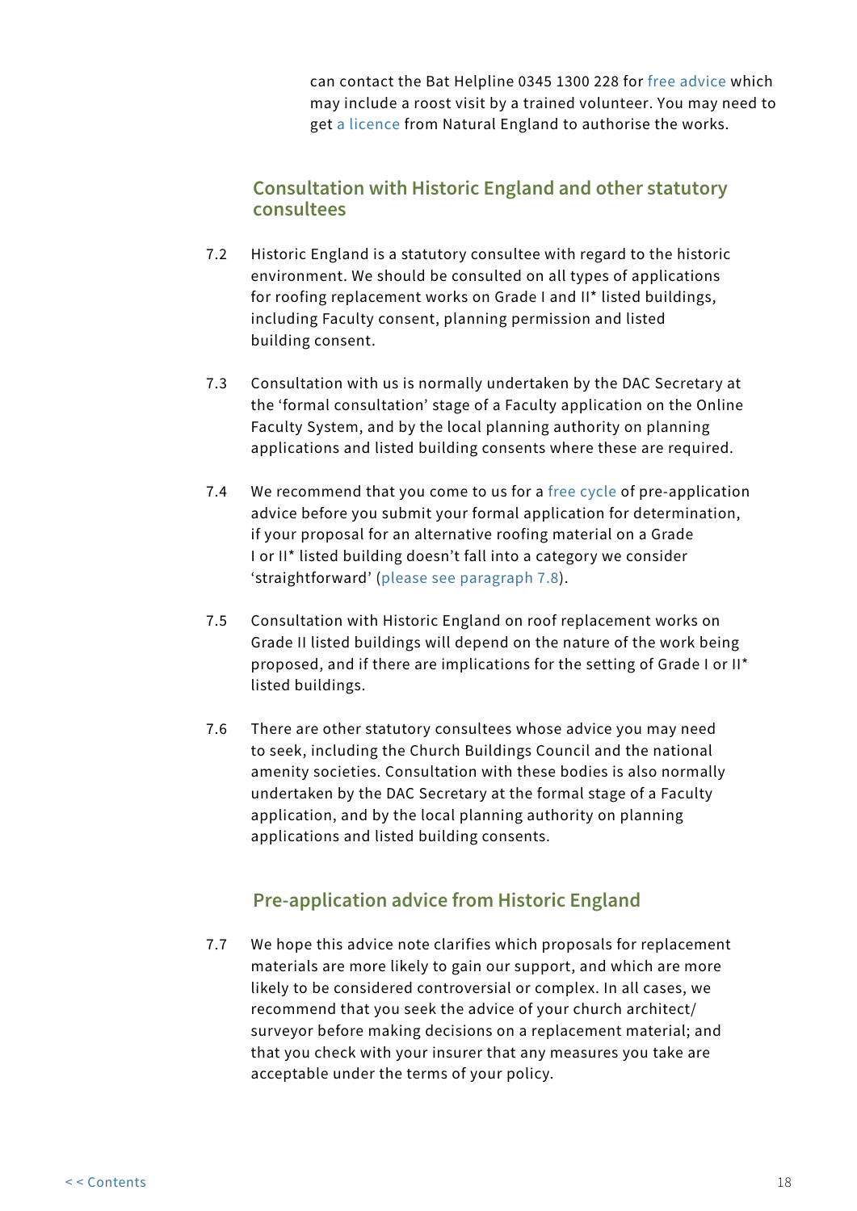can contact the Bat Helpline 0345 1300 228 for free advice which may include a roost visit by a trained volunteer. You may need to get a licence from Natural England to authorise the works.

## Consultation with Historic England and other statutory consultees

7.2 Historic England is a statutory consultee with regard to the historic environment. We should be consulted on all types of applications for roofing replacement works on Grade I and II* listed buildings, including Faculty consent, planning permission and listed building consent.

7.3 Consultation with us is normally undertaken by the DAC Secretary at the 'formal consultation' stage of a Faculty application on the Online Faculty System, and by the local planning authority on planning applications and listed building consents where these are required.

7.4 We recommend that you come to us for a free cycle of pre-application advice before you submit your formal application for determination, if your proposal for an alternative roofing material on a Grade I or II* listed building doesn't fall into a category we consider 'straightforward' (please see paragraph 7.8).

7.5 Consultation with Historic England on roof replacement works on Grade II listed buildings will depend on the nature of the work being proposed, and if there are implications for the setting of Grade I or II* listed buildings.

7.6 There are other statutory consultees whose advice you may need to seek, including the Church Buildings Council and the national amenity societies. Consultation with these bodies is also normally undertaken by the DAC Secretary at the formal stage of a Faculty application, and by the local planning authority on planning applications and listed building consents.

## Pre-application advice from Historic England

7.7 We hope this advice note clarifies which proposals for replacement materials are more likely to gain our support, and which are more likely to be considered controversial or complex. In all cases, we recommend that you seek the advice of your church architect/surveyor before making decisions on a replacement material; and that you check with your insurer that any measures you take are acceptable under the terms of your policy.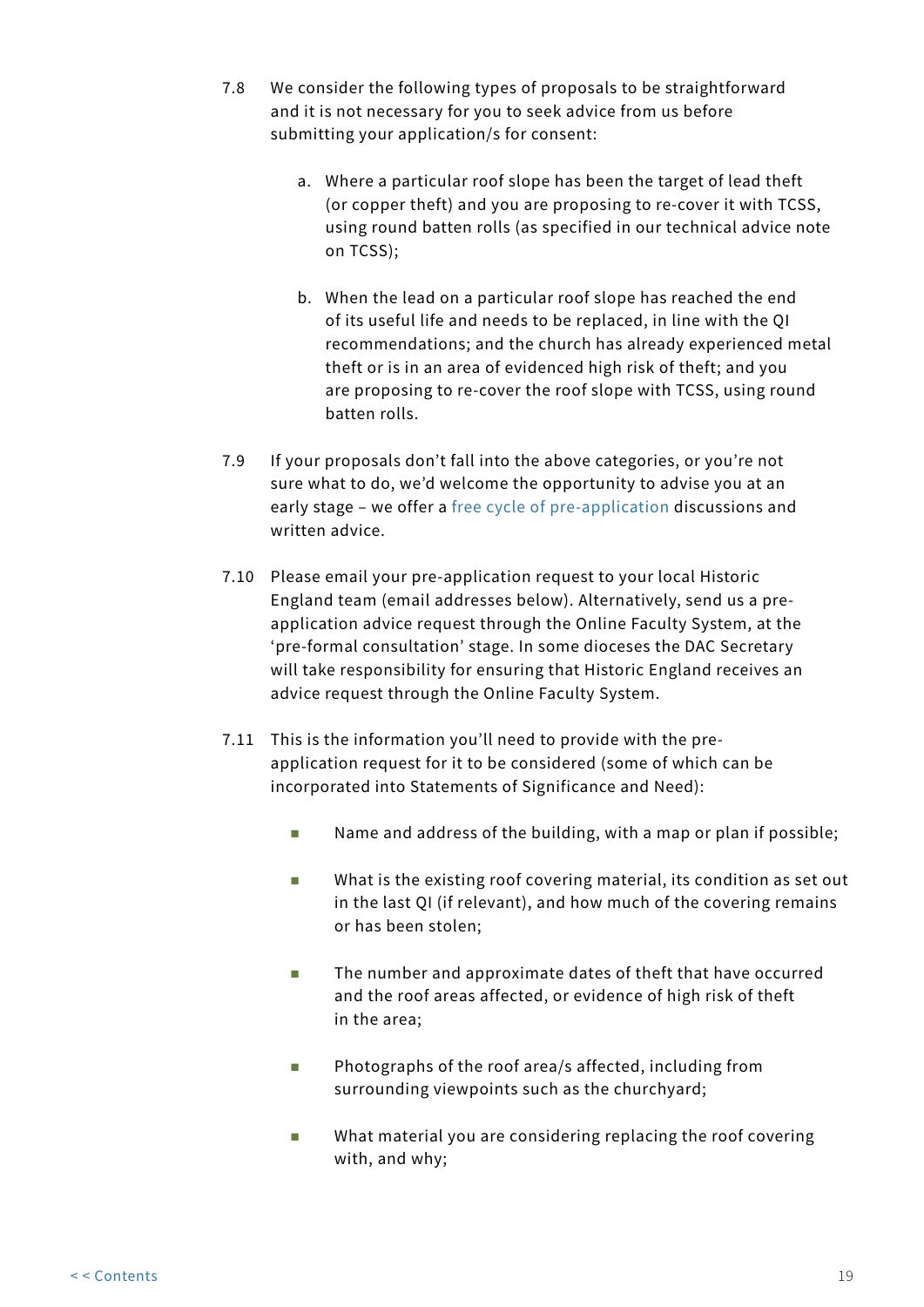7.8 We consider the following types of proposals to be straightforward and it is not necessary for you to seek advice from us before submitting your application/s for consent:

   a. Where a particular roof slope has been the target of lead theft (or copper theft) and you are proposing to re-cover it with TCSS, using round batten rolls (as specified in our technical advice note on TCSS);

   b. When the lead on a particular roof slope has reached the end of its useful life and needs to be replaced, in line with the QI recommendations; and the church has already experienced metal theft or is in an area of evidenced high risk of theft; and you are proposing to re-cover the roof slope with TCSS, using round batten rolls.

7.9 If your proposals don't fall into the above categories, or you're not sure what to do, we'd welcome the opportunity to advise you at an early stage – we offer a free cycle of pre-application discussions and written advice.

7.10 Please email your pre-application request to your local Historic England team (email addresses below). Alternatively, send us a pre-application advice request through the Online Faculty System, at the 'pre-formal consultation' stage. In some dioceses the DAC Secretary will take responsibility for ensuring that Historic England receives an advice request through the Online Faculty System.

7.11 This is the information you'll need to provide with the pre-application request for it to be considered (some of which can be incorporated into Statements of Significance and Need):

- Name and address of the building, with a map or plan if possible;
- What is the existing roof covering material, its condition as set out in the last QI (if relevant), and how much of the covering remains or has been stolen;
- The number and approximate dates of theft that have occurred and the roof areas affected, or evidence of high risk of theft in the area;
- Photographs of the roof area/s affected, including from surrounding viewpoints such as the churchyard;
- What material you are considering replacing the roof covering with, and why;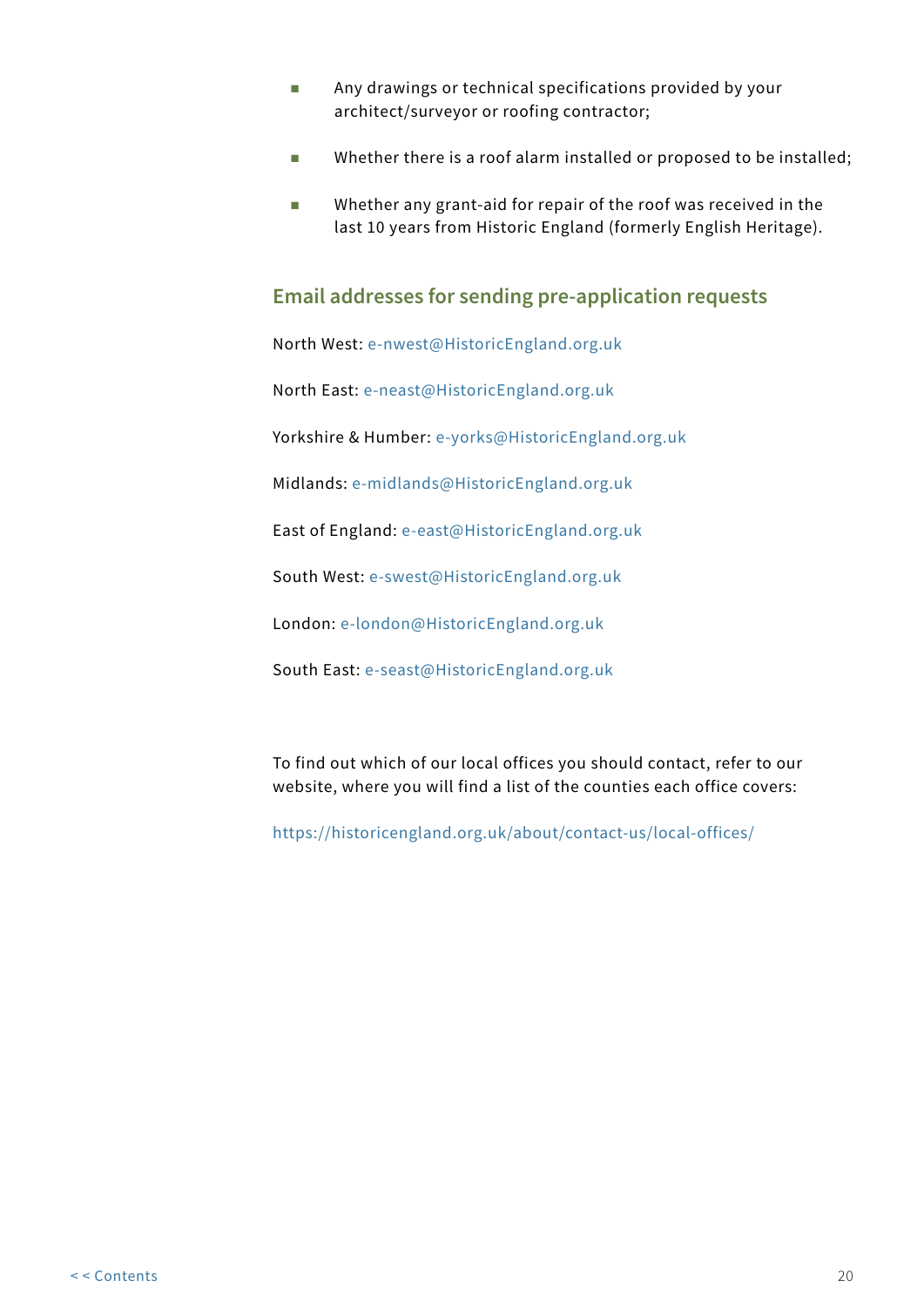- Any drawings or technical specifications provided by your architect/surveyor or roofing contractor;
- Whether there is a roof alarm installed or proposed to be installed;
- Whether any grant-aid for repair of the roof was received in the last 10 years from Historic England (formerly English Heritage).

## Email addresses for sending pre-application requests

North West: e-nwest@HistoricEngland.org.uk

North East: e-neast@HistoricEngland.org.uk

Yorkshire & Humber: e-yorks@HistoricEngland.org.uk

Midlands: e-midlands@HistoricEngland.org.uk

East of England: e-east@HistoricEngland.org.uk

South West: e-swest@HistoricEngland.org.uk

London: e-london@HistoricEngland.org.uk

South East: e-seast@HistoricEngland.org.uk

To find out which of our local offices you should contact, refer to our website, where you will find a list of the counties each office covers:

https://historicengland.org.uk/about/contact-us/local-offices/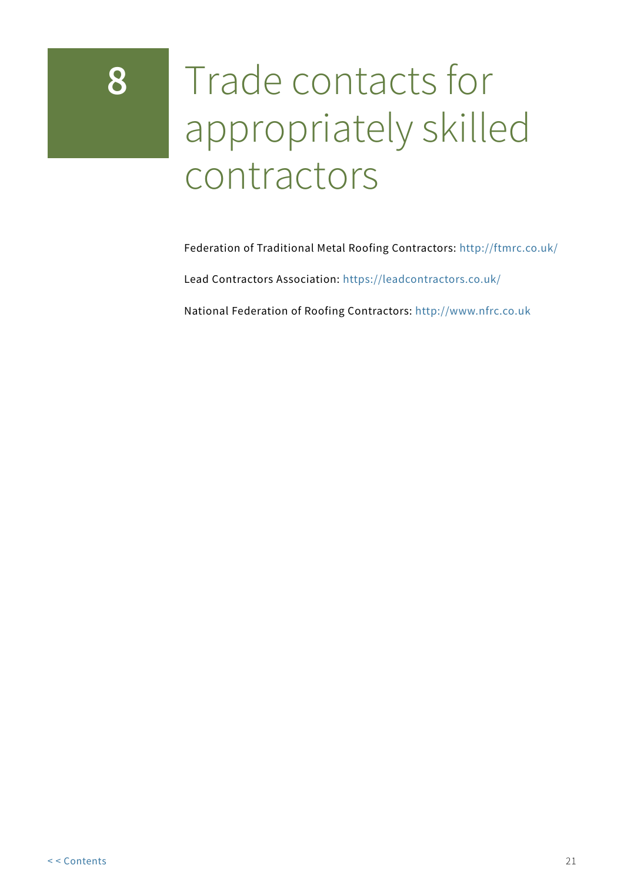# 8 Trade contacts for appropriately skilled contractors

Federation of Traditional Metal Roofing Contractors: http://ftmrc.co.uk/

Lead Contractors Association: https://leadcontractors.co.uk/

National Federation of Roofing Contractors: http://www.nfrc.co.uk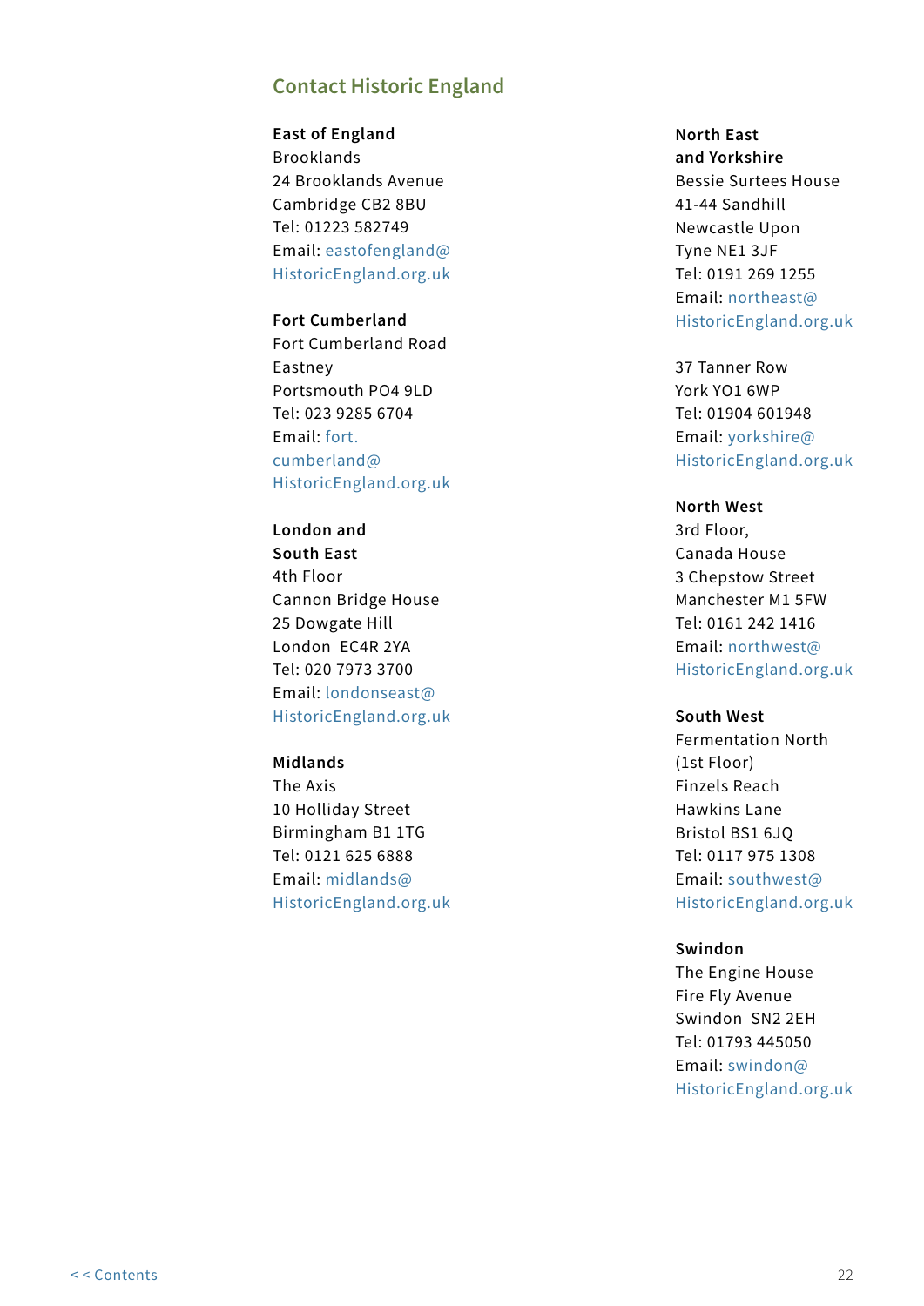## Contact Historic England

**East of England**
Brooklands
24 Brooklands Avenue
Cambridge CB2 8BU
Tel: 01223 582749
Email: eastofengland@HistoricEngland.org.uk

**Fort Cumberland**
Fort Cumberland Road
Eastney
Portsmouth PO4 9LD
Tel: 023 9285 6704
Email: fort.cumberland@HistoricEngland.org.uk

**London and South East**
4th Floor
Cannon Bridge House
25 Dowgate Hill
London EC4R 2YA
Tel: 020 7973 3700
Email: londonseast@HistoricEngland.org.uk

**Midlands**
The Axis
10 Holliday Street
Birmingham B1 1TG
Tel: 0121 625 6888
Email: midlands@HistoricEngland.org.uk

**North East and Yorkshire**
Bessie Surtees House
41-44 Sandhill
Newcastle Upon Tyne NE1 3JF
Tel: 0191 269 1255
Email: northeast@HistoricEngland.org.uk

37 Tanner Row
York YO1 6WP
Tel: 01904 601948
Email: yorkshire@HistoricEngland.org.uk

**North West**
3rd Floor,
Canada House
3 Chepstow Street
Manchester M1 5FW
Tel: 0161 242 1416
Email: northwest@HistoricEngland.org.uk

**South West**
Fermentation North
(1st Floor)
Finzels Reach
Hawkins Lane
Bristol BS1 6JQ
Tel: 0117 975 1308
Email: southwest@HistoricEngland.org.uk

**Swindon**
The Engine House
Fire Fly Avenue
Swindon SN2 2EH
Tel: 01793 445050
Email: swindon@HistoricEngland.org.uk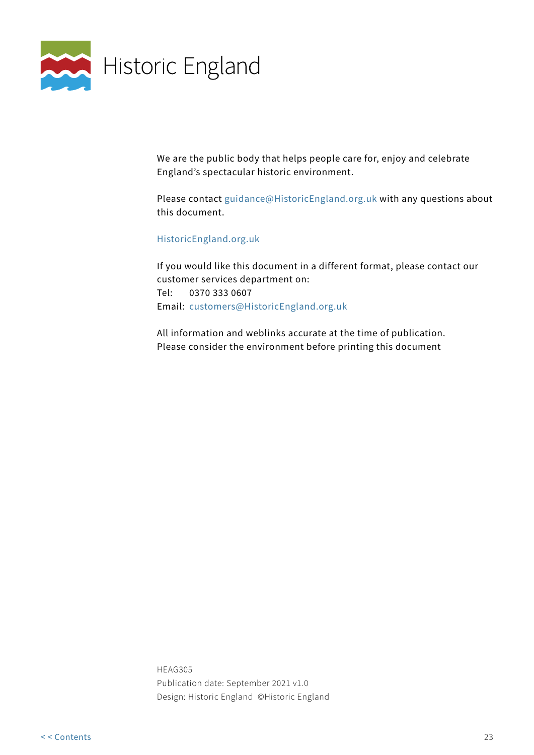Historic England

We are the public body that helps people care for, enjoy and celebrate England's spectacular historic environment.

Please contact guidance@HistoricEngland.org.uk with any questions about this document.

HistoricEngland.org.uk

If you would like this document in a different format, please contact our customer services department on:
Tel: 0370 333 0607
Email: customers@HistoricEngland.org.uk

All information and weblinks accurate at the time of publication.
Please consider the environment before printing this document

HEAG305
Publication date: September 2021 v1.0
Design: Historic England ©Historic England